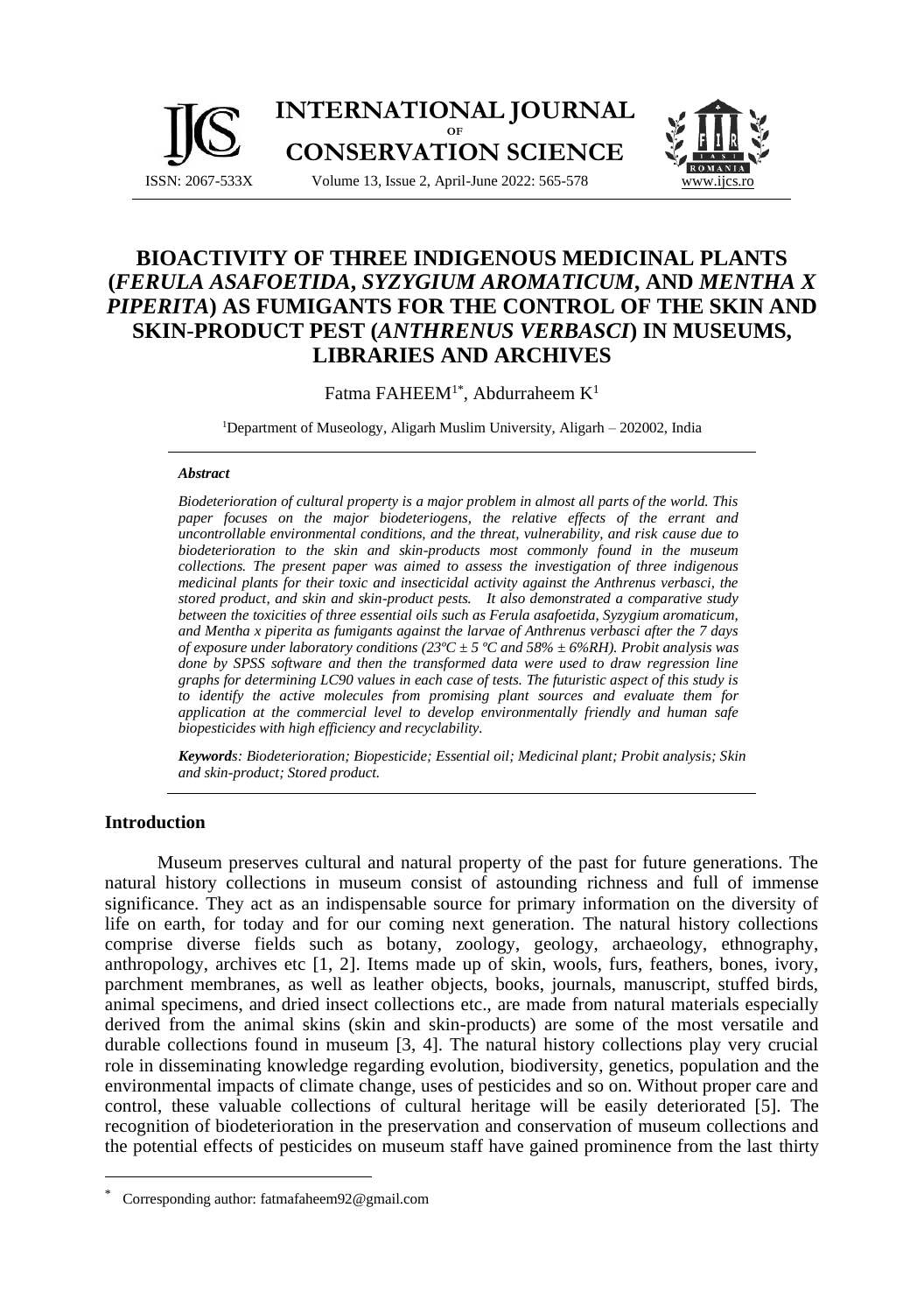# BIOACTIVITY OF THREE INDIGENOUS MEDICINAL PLANTS (*FERULA ASAFOETIDA*, *SYZYGIUM AROMATICUM*, AND *MENTHA X PIPERITA*) AS FUMIGANTS FOR THE CONTROL OF THE SKIN AND SKIN-PRODUCT PEST (*ANTHRENUS VERBASCI*) IN MUSEUMS, LIBRARIES AND ARCHIVES

Fatma FAHEEM[1*], Abdurraheem K[1]

[1]Department of Museology, Aligarh Muslim University, Aligarh – 202002, India

### *Abstract*

*Biodeterioration of cultural property is a major problem in almost all parts of the world. This paper focuses on the major biodeteriogens, the relative effects of the errant and uncontrollable environmental conditions, and the threat, vulnerability, and risk cause due to biodeterioration to the skin and skin-products most commonly found in the museum collections. The present paper was aimed to assess the investigation of three indigenous medicinal plants for their toxic and insecticidal activity against the Anthrenus verbasci, the stored product, and skin and skin-product pests. It also demonstrated a comparative study between the toxicities of three essential oils such as Ferula asafoetida, Syzygium aromaticum, and Mentha x piperita as fumigants against the larvae of Anthrenus verbasci after the 7 days of exposure under laboratory conditions (23ºC ± 5 ºC and 58% ± 6%RH). Probit analysis was done by SPSS software and then the transformed data were used to draw regression line graphs for determining LC90 values in each case of tests. The futuristic aspect of this study is to identify the active molecules from promising plant sources and evaluate them for application at the commercial level to develop environmentally friendly and human safe biopesticides with high efficiency and recyclability.*

***Keywords**: Biodeterioration; Biopesticide; Essential oil; Medicinal plant; Probit analysis; Skin and skin-product; Stored product.*

## Introduction

Museum preserves cultural and natural property of the past for future generations. The natural history collections in museum consist of astounding richness and full of immense significance. They act as an indispensable source for primary information on the diversity of life on earth, for today and for our coming next generation. The natural history collections comprise diverse fields such as botany, zoology, geology, archaeology, ethnography, anthropology, archives etc [1, 2]. Items made up of skin, wools, furs, feathers, bones, ivory, parchment membranes, as well as leather objects, books, journals, manuscript, stuffed birds, animal specimens, and dried insect collections etc., are made from natural materials especially derived from the animal skins (skin and skin-products) are some of the most versatile and durable collections found in museum [3, 4]. The natural history collections play very crucial role in disseminating knowledge regarding evolution, biodiversity, genetics, population and the environmental impacts of climate change, uses of pesticides and so on. Without proper care and control, these valuable collections of cultural heritage will be easily deteriorated [5]. The recognition of biodeterioration in the preservation and conservation of museum collections and the potential effects of pesticides on museum staff have gained prominence from the last thirty

---

* Corresponding author: fatmafaheem92@gmail.com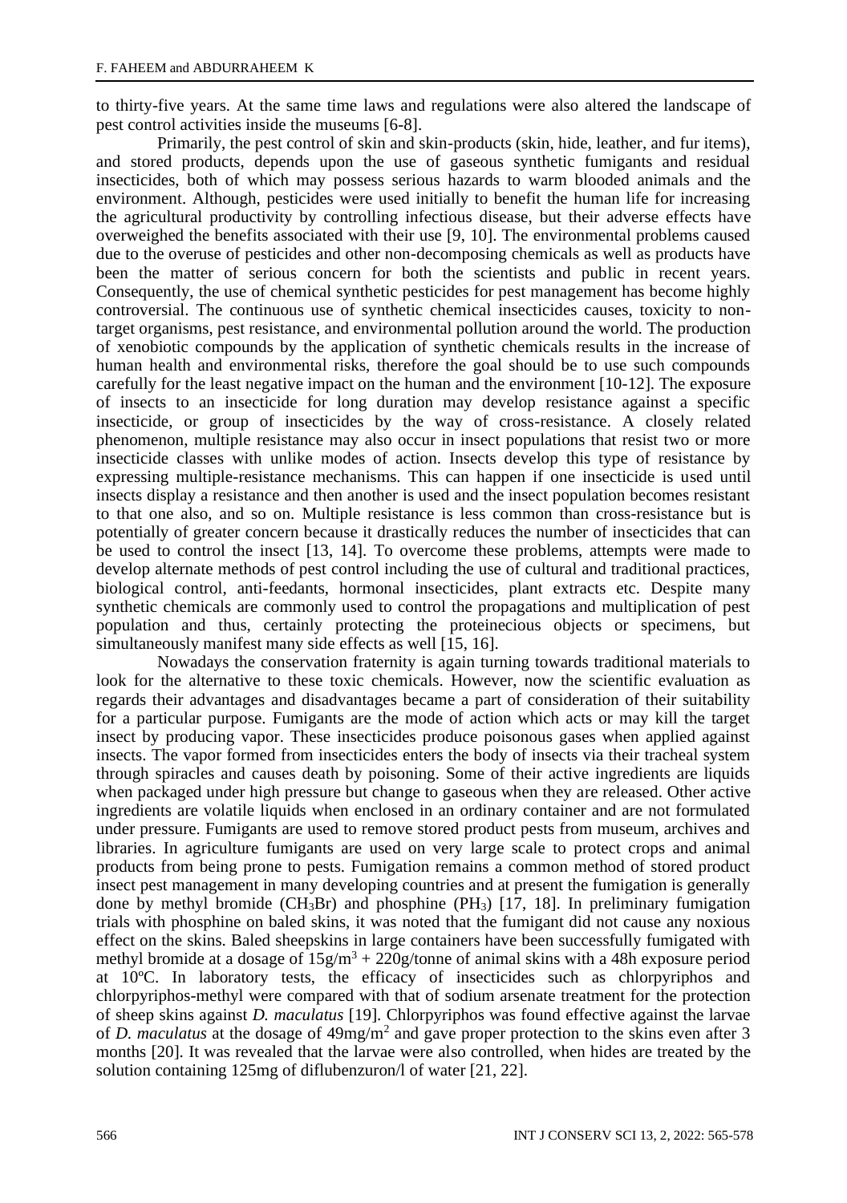to thirty-five years. At the same time laws and regulations were also altered the landscape of pest control activities inside the museums [6-8].

Primarily, the pest control of skin and skin-products (skin, hide, leather, and fur items), and stored products, depends upon the use of gaseous synthetic fumigants and residual insecticides, both of which may possess serious hazards to warm blooded animals and the environment. Although, pesticides were used initially to benefit the human life for increasing the agricultural productivity by controlling infectious disease, but their adverse effects have overweighed the benefits associated with their use [9, 10]. The environmental problems caused due to the overuse of pesticides and other non-decomposing chemicals as well as products have been the matter of serious concern for both the scientists and public in recent years. Consequently, the use of chemical synthetic pesticides for pest management has become highly controversial. The continuous use of synthetic chemical insecticides causes, toxicity to non-target organisms, pest resistance, and environmental pollution around the world. The production of xenobiotic compounds by the application of synthetic chemicals results in the increase of human health and environmental risks, therefore the goal should be to use such compounds carefully for the least negative impact on the human and the environment [10-12]. The exposure of insects to an insecticide for long duration may develop resistance against a specific insecticide, or group of insecticides by the way of cross-resistance. A closely related phenomenon, multiple resistance may also occur in insect populations that resist two or more insecticide classes with unlike modes of action. Insects develop this type of resistance by expressing multiple-resistance mechanisms. This can happen if one insecticide is used until insects display a resistance and then another is used and the insect population becomes resistant to that one also, and so on. Multiple resistance is less common than cross-resistance but is potentially of greater concern because it drastically reduces the number of insecticides that can be used to control the insect [13, 14]. To overcome these problems, attempts were made to develop alternate methods of pest control including the use of cultural and traditional practices, biological control, anti-feedants, hormonal insecticides, plant extracts etc. Despite many synthetic chemicals are commonly used to control the propagations and multiplication of pest population and thus, certainly protecting the proteinecious objects or specimens, but simultaneously manifest many side effects as well [15, 16].

Nowadays the conservation fraternity is again turning towards traditional materials to look for the alternative to these toxic chemicals. However, now the scientific evaluation as regards their advantages and disadvantages became a part of consideration of their suitability for a particular purpose. Fumigants are the mode of action which acts or may kill the target insect by producing vapor. These insecticides produce poisonous gases when applied against insects. The vapor formed from insecticides enters the body of insects via their tracheal system through spiracles and causes death by poisoning. Some of their active ingredients are liquids when packaged under high pressure but change to gaseous when they are released. Other active ingredients are volatile liquids when enclosed in an ordinary container and are not formulated under pressure. Fumigants are used to remove stored product pests from museum, archives and libraries. In agriculture fumigants are used on very large scale to protect crops and animal products from being prone to pests. Fumigation remains a common method of stored product insect pest management in many developing countries and at present the fumigation is generally done by methyl bromide ($CH_3Br$) and phosphine ($PH_3$) [17, 18]. In preliminary fumigation trials with phosphine on baled skins, it was noted that the fumigant did not cause any noxious effect on the skins. Baled sheepskins in large containers have been successfully fumigated with methyl bromide at a dosage of $15g/m^3$ + 220g/tonne of animal skins with a 48h exposure period at 10ºC. In laboratory tests, the efficacy of insecticides such as chlorpyriphos and chlorpyriphos-methyl were compared with that of sodium arsenate treatment for the protection of sheep skins against *D. maculatus* [19]. Chlorpyriphos was found effective against the larvae of *D. maculatus* at the dosage of $49mg/m^2$ and gave proper protection to the skins even after 3 months [20]. It was revealed that the larvae were also controlled, when hides are treated by the solution containing 125mg of diflubenzuron/l of water [21, 22].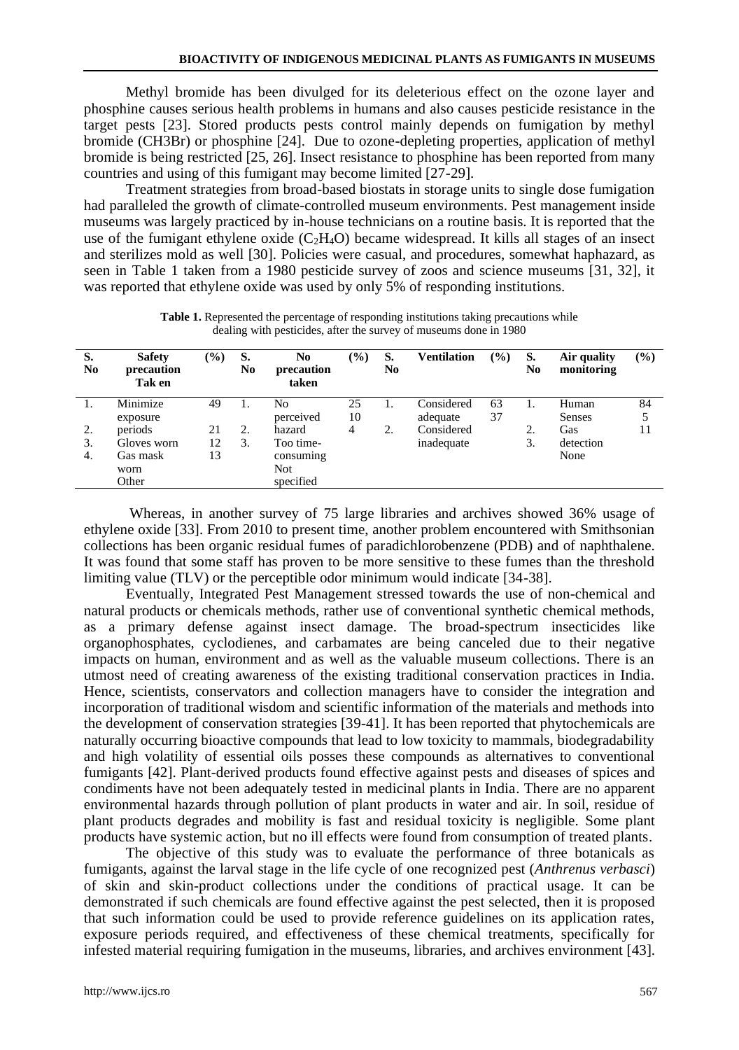Methyl bromide has been divulged for its deleterious effect on the ozone layer and phosphine causes serious health problems in humans and also causes pesticide resistance in the target pests [23]. Stored products pests control mainly depends on fumigation by methyl bromide (CH3Br) or phosphine [24]. Due to ozone-depleting properties, application of methyl bromide is being restricted [25, 26]. Insect resistance to phosphine has been reported from many countries and using of this fumigant may become limited [27-29].

Treatment strategies from broad-based biostats in storage units to single dose fumigation had paralleled the growth of climate-controlled museum environments. Pest management inside museums was largely practiced by in-house technicians on a routine basis. It is reported that the use of the fumigant ethylene oxide ($C_2H_4O$) became widespread. It kills all stages of an insect and sterilizes mold as well [30]. Policies were casual, and procedures, somewhat haphazard, as seen in Table 1 taken from a 1980 pesticide survey of zoos and science museums [31, 32], it was reported that ethylene oxide was used by only 5% of responding institutions.

**Table 1.** Represented the percentage of responding institutions taking precautions while dealing with pesticides, after the survey of museums done in 1980

| S. No | Safety precaution Taken | (%) | S. No | No precaution taken | (%) | S. No | Ventilation | (%) | S. No | Air quality monitoring | (%) |
|---|---|---|---|---|---|---|---|---|---|---|---|
| 1. | Minimize exposure periods | 49 | 1. | No perceived hazard | 25 | 1. | Considered adequate | 63 | 1. | Human Senses | 84 |
| 2. | Gloves worn | 21 | 2. | Too time-consuming | 10 | 2. | Considered inadequate | 37 | 2. | Gas detection | 5 |
| 3. | Gas mask worn | 12 | 3. | Not specified | 4 | | | | 3. | None | 11 |
| 4. | Other | 13 | | | | | | | | | |

Whereas, in another survey of 75 large libraries and archives showed 36% usage of ethylene oxide [33]. From 2010 to present time, another problem encountered with Smithsonian collections has been organic residual fumes of paradichlorobenzene (PDB) and of naphthalene. It was found that some staff has proven to be more sensitive to these fumes than the threshold limiting value (TLV) or the perceptible odor minimum would indicate [34-38].

Eventually, Integrated Pest Management stressed towards the use of non-chemical and natural products or chemicals methods, rather use of conventional synthetic chemical methods, as a primary defense against insect damage. The broad-spectrum insecticides like organophosphates, cyclodienes, and carbamates are being canceled due to their negative impacts on human, environment and as well as the valuable museum collections. There is an utmost need of creating awareness of the existing traditional conservation practices in India. Hence, scientists, conservators and collection managers have to consider the integration and incorporation of traditional wisdom and scientific information of the materials and methods into the development of conservation strategies [39-41]. It has been reported that phytochemicals are naturally occurring bioactive compounds that lead to low toxicity to mammals, biodegradability and high volatility of essential oils posses these compounds as alternatives to conventional fumigants [42]. Plant-derived products found effective against pests and diseases of spices and condiments have not been adequately tested in medicinal plants in India. There are no apparent environmental hazards through pollution of plant products in water and air. In soil, residue of plant products degrades and mobility is fast and residual toxicity is negligible. Some plant products have systemic action, but no ill effects were found from consumption of treated plants.

The objective of this study was to evaluate the performance of three botanicals as fumigants, against the larval stage in the life cycle of one recognized pest (*Anthrenus verbasci*) of skin and skin-product collections under the conditions of practical usage. It can be demonstrated if such chemicals are found effective against the pest selected, then it is proposed that such information could be used to provide reference guidelines on its application rates, exposure periods required, and effectiveness of these chemical treatments, specifically for infested material requiring fumigation in the museums, libraries, and archives environment [43].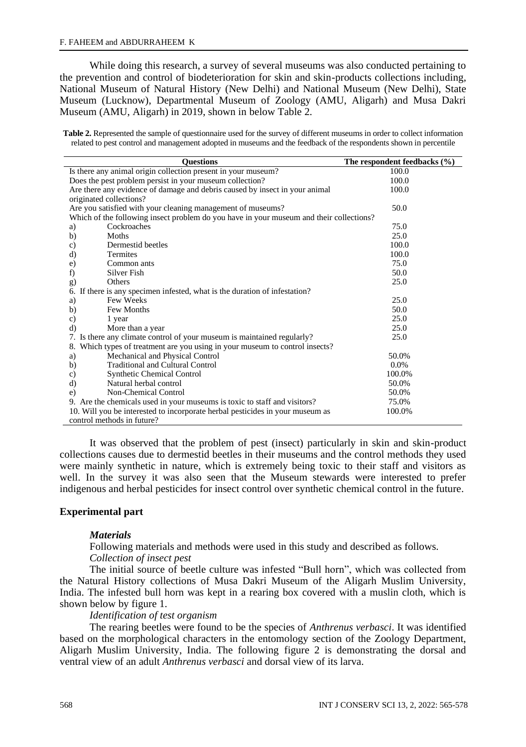While doing this research, a survey of several museums was also conducted pertaining to the prevention and control of biodeterioration for skin and skin-products collections including, National Museum of Natural History (New Delhi) and National Museum (New Delhi), State Museum (Lucknow), Departmental Museum of Zoology (AMU, Aligarh) and Musa Dakri Museum (AMU, Aligarh) in 2019, shown in below Table 2.

**Table 2.** Represented the sample of questionnaire used for the survey of different museums in order to collect information related to pest control and management adopted in museums and the feedback of the respondents shown in percentile

| Questions | The respondent feedbacks (%) |
|---|---|
| Is there any animal origin collection present in your museum? | 100.0 |
| Does the pest problem persist in your museum collection? | 100.0 |
| Are there any evidence of damage and debris caused by insect in your animal originated collections? | 100.0 |
| Are you satisfied with your cleaning management of museums? | 50.0 |
| Which of the following insect problem do you have in your museum and their collections? | |
| a) Cockroaches | 75.0 |
| b) Moths | 25.0 |
| c) Dermestid beetles | 100.0 |
| d) Termites | 100.0 |
| e) Common ants | 75.0 |
| f) Silver Fish | 50.0 |
| g) Others | 25.0 |
| 6. If there is any specimen infested, what is the duration of infestation? | |
| a) Few Weeks | 25.0 |
| b) Few Months | 50.0 |
| c) 1 year | 25.0 |
| d) More than a year | 25.0 |
| 7. Is there any climate control of your museum is maintained regularly? | 25.0 |
| 8. Which types of treatment are you using in your museum to control insects? | |
| a) Mechanical and Physical Control | 50.0% |
| b) Traditional and Cultural Control | 0.0% |
| c) Synthetic Chemical Control | 100.0% |
| d) Natural herbal control | 50.0% |
| e) Non-Chemical Control | 50.0% |
| 9. Are the chemicals used in your museums is toxic to staff and visitors? | 75.0% |
| 10. Will you be interested to incorporate herbal pesticides in your museum as control methods in future? | 100.0% |

It was observed that the problem of pest (insect) particularly in skin and skin-product collections causes due to dermestid beetles in their museums and the control methods they used were mainly synthetic in nature, which is extremely being toxic to their staff and visitors as well. In the survey it was also seen that the Museum stewards were interested to prefer indigenous and herbal pesticides for insect control over synthetic chemical control in the future.

## Experimental part

### *Materials*

Following materials and methods were used in this study and described as follows.

*Collection of insect pest*

The initial source of beetle culture was infested "Bull horn", which was collected from the Natural History collections of Musa Dakri Museum of the Aligarh Muslim University, India. The infested bull horn was kept in a rearing box covered with a muslin cloth, which is shown below by figure 1.

*Identification of test organism*

The rearing beetles were found to be the species of *Anthrenus verbasci*. It was identified based on the morphological characters in the entomology section of the Zoology Department, Aligarh Muslim University, India. The following figure 2 is demonstrating the dorsal and ventral view of an adult *Anthrenus verbasci* and dorsal view of its larva.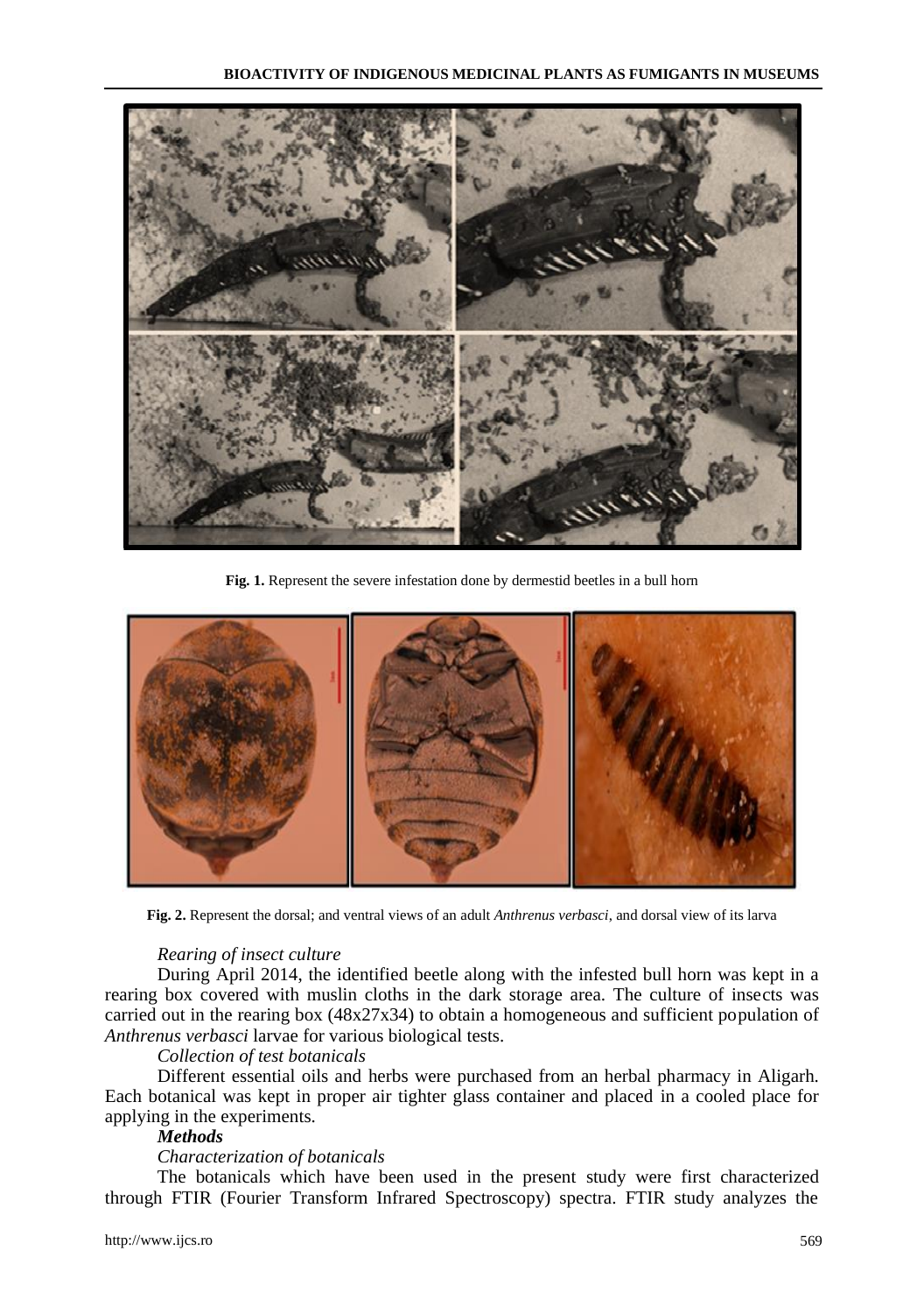**Fig. 1.** Represent the severe infestation done by dermestid beetles in a bull horn

**Fig. 2.** Represent the dorsal; and ventral views of an adult *Anthrenus verbasci*, and dorsal view of its larva

*Rearing of insect culture*

During April 2014, the identified beetle along with the infested bull horn was kept in a rearing box covered with muslin cloths in the dark storage area. The culture of insects was carried out in the rearing box (48x27x34) to obtain a homogeneous and sufficient population of *Anthrenus verbasci* larvae for various biological tests.

*Collection of test botanicals*

Different essential oils and herbs were purchased from an herbal pharmacy in Aligarh. Each botanical was kept in proper air tighter glass container and placed in a cooled place for applying in the experiments.

***Methods***

*Characterization of botanicals*

The botanicals which have been used in the present study were first characterized through FTIR (Fourier Transform Infrared Spectroscopy) spectra. FTIR study analyzes the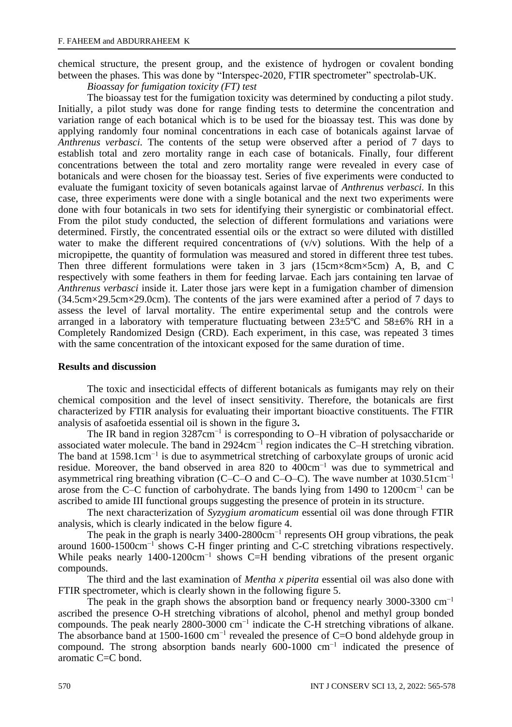chemical structure, the present group, and the existence of hydrogen or covalent bonding between the phases. This was done by "Interspec-2020, FTIR spectrometer" spectrolab-UK.

*Bioassay for fumigation toxicity (FT) test*

The bioassay test for the fumigation toxicity was determined by conducting a pilot study. Initially, a pilot study was done for range finding tests to determine the concentration and variation range of each botanical which is to be used for the bioassay test. This was done by applying randomly four nominal concentrations in each case of botanicals against larvae of *Anthrenus verbasci.* The contents of the setup were observed after a period of 7 days to establish total and zero mortality range in each case of botanicals. Finally, four different concentrations between the total and zero mortality range were revealed in every case of botanicals and were chosen for the bioassay test. Series of five experiments were conducted to evaluate the fumigant toxicity of seven botanicals against larvae of *Anthrenus verbasci.* In this case, three experiments were done with a single botanical and the next two experiments were done with four botanicals in two sets for identifying their synergistic or combinatorial effect. From the pilot study conducted, the selection of different formulations and variations were determined. Firstly, the concentrated essential oils or the extract so were diluted with distilled water to make the different required concentrations of (v/v) solutions. With the help of a micropipette, the quantity of formulation was measured and stored in different three test tubes. Then three different formulations were taken in 3 jars (15cm×8cm×5cm) A, B, and C respectively with some feathers in them for feeding larvae. Each jars containing ten larvae of *Anthrenus verbasci* inside it. Later those jars were kept in a fumigation chamber of dimension (34.5cm×29.5cm×29.0cm). The contents of the jars were examined after a period of 7 days to assess the level of larval mortality. The entire experimental setup and the controls were arranged in a laboratory with temperature fluctuating between 23±5ºC and 58±6% RH in a Completely Randomized Design (CRD). Each experiment, in this case, was repeated 3 times with the same concentration of the intoxicant exposed for the same duration of time.

## Results and discussion

The toxic and insecticidal effects of different botanicals as fumigants may rely on their chemical composition and the level of insect sensitivity. Therefore, the botanicals are first characterized by FTIR analysis for evaluating their important bioactive constituents. The FTIR analysis of asafoetida essential oil is shown in the figure 3**.**

The IR band in region $3287cm^{-1}$ is corresponding to O–H vibration of polysaccharide or associated water molecule. The band in $2924cm^{-1}$ region indicates the C–H stretching vibration. The band at $1598.1cm^{-1}$ is due to asymmetrical stretching of carboxylate groups of uronic acid residue. Moreover, the band observed in area 820 to $400cm^{-1}$ was due to symmetrical and asymmetrical ring breathing vibration (C–C–O and C–O–C). The wave number at $1030.51cm^{-1}$ arose from the C–C function of carbohydrate. The bands lying from 1490 to $1200cm^{-1}$ can be ascribed to amide III functional groups suggesting the presence of protein in its structure.

The next characterization of *Syzygium aromaticum* essential oil was done through FTIR analysis, which is clearly indicated in the below figure 4.

The peak in the graph is nearly $3400\text{-}2800cm^{-1}$ represents OH group vibrations, the peak around $1600\text{-}1500cm^{-1}$ shows C-H finger printing and C-C stretching vibrations respectively. While peaks nearly $1400\text{-}1200cm^{-1}$ shows C=H bending vibrations of the present organic compounds.

The third and the last examination of *Mentha x piperita* essential oil was also done with FTIR spectrometer, which is clearly shown in the following figure 5.

The peak in the graph shows the absorption band or frequency nearly 3000-3300 $cm^{-1}$ ascribed the presence O-H stretching vibrations of alcohol, phenol and methyl group bonded compounds. The peak nearly 2800-3000 $cm^{-1}$ indicate the C-H stretching vibrations of alkane. The absorbance band at 1500-1600 $cm^{-1}$ revealed the presence of C=O bond aldehyde group in compound. The strong absorption bands nearly 600-1000 $cm^{-1}$ indicated the presence of aromatic C=C bond.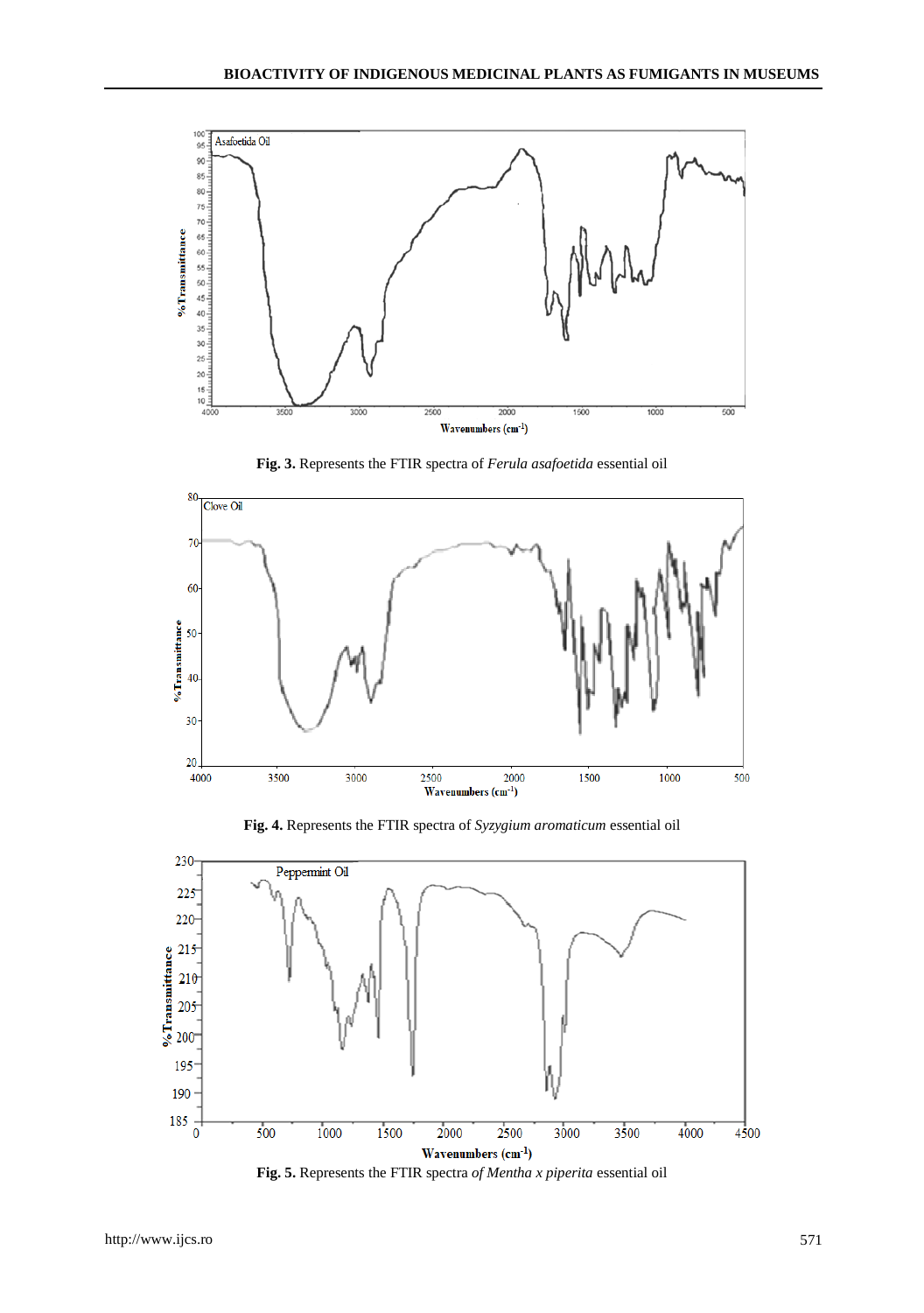**Fig. 3.** Represents the FTIR spectra of *Ferula asafoetida* essential oil

**Fig. 4.** Represents the FTIR spectra of *Syzygium aromaticum* essential oil

**Fig. 5.** Represents the FTIR spectra *of Mentha x piperita* essential oil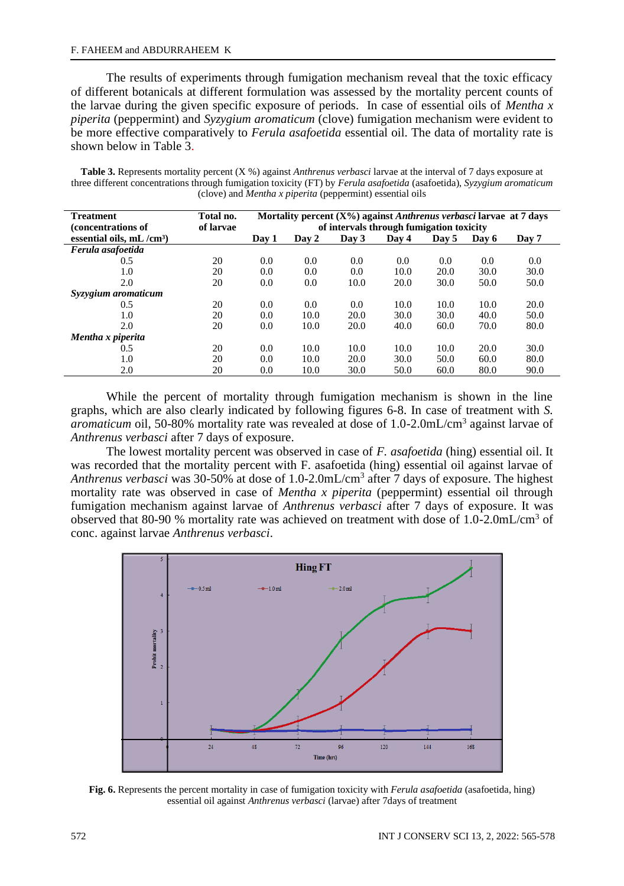The results of experiments through fumigation mechanism reveal that the toxic efficacy of different botanicals at different formulation was assessed by the mortality percent counts of the larvae during the given specific exposure of periods. In case of essential oils of *Mentha x piperita* (peppermint) and *Syzygium aromaticum* (clove) fumigation mechanism were evident to be more effective comparatively to *Ferula asafoetida* essential oil. The data of mortality rate is shown below in Table 3.

**Table 3.** Represents mortality percent (X %) against *Anthrenus verbasci* larvae at the interval of 7 days exposure at three different concentrations through fumigation toxicity (FT) by *Ferula asafoetida* (asafoetida), *Syzygium aromaticum* (clove) and *Mentha x piperita* (peppermint) essential oils

| Treatment (concentrations of essential oils, mL /cm³) | Total no. of larvae | Mortality percent (X%) against *Anthrenus verbasci* larvae at 7 days of intervals through fumigation toxicity | | | | | | |
|---|---|---|---|---|---|---|---|---|
| | | Day 1 | Day 2 | Day 3 | Day 4 | Day 5 | Day 6 | Day 7 |
| ***Ferula asafoetida*** | | | | | | | | |
| 0.5 | 20 | 0.0 | 0.0 | 0.0 | 0.0 | 0.0 | 0.0 | 0.0 |
| 1.0 | 20 | 0.0 | 0.0 | 0.0 | 10.0 | 20.0 | 30.0 | 30.0 |
| 2.0 | 20 | 0.0 | 0.0 | 10.0 | 20.0 | 30.0 | 50.0 | 50.0 |
| ***Syzygium aromaticum*** | | | | | | | | |
| 0.5 | 20 | 0.0 | 0.0 | 0.0 | 10.0 | 10.0 | 10.0 | 20.0 |
| 1.0 | 20 | 0.0 | 10.0 | 20.0 | 30.0 | 30.0 | 40.0 | 50.0 |
| 2.0 | 20 | 0.0 | 10.0 | 20.0 | 40.0 | 60.0 | 70.0 | 80.0 |
| ***Mentha x piperita*** | | | | | | | | |
| 0.5 | 20 | 0.0 | 10.0 | 10.0 | 10.0 | 10.0 | 20.0 | 30.0 |
| 1.0 | 20 | 0.0 | 10.0 | 20.0 | 30.0 | 50.0 | 60.0 | 80.0 |
| 2.0 | 20 | 0.0 | 10.0 | 30.0 | 50.0 | 60.0 | 80.0 | 90.0 |

While the percent of mortality through fumigation mechanism is shown in the line graphs, which are also clearly indicated by following figures 6-8. In case of treatment with *S. aromaticum* oil, 50-80% mortality rate was revealed at dose of 1.0-2.0mL/cm$^3$ against larvae of *Anthrenus verbasci* after 7 days of exposure.

The lowest mortality percent was observed in case of *F. asafoetida* (hing) essential oil. It was recorded that the mortality percent with F. asafoetida (hing) essential oil against larvae of *Anthrenus verbasci* was 30-50% at dose of 1.0-2.0mL/cm$^3$ after 7 days of exposure. The highest mortality rate was observed in case of *Mentha x piperita* (peppermint) essential oil through fumigation mechanism against larvae of *Anthrenus verbasci* after 7 days of exposure. It was observed that 80-90 % mortality rate was achieved on treatment with dose of 1.0-2.0mL/cm$^3$ of conc. against larvae *Anthrenus verbasci*.

**Fig. 6.** Represents the percent mortality in case of fumigation toxicity with *Ferula asafoetida* (asafoetida, hing) essential oil against *Anthrenus verbasci* (larvae) after 7days of treatment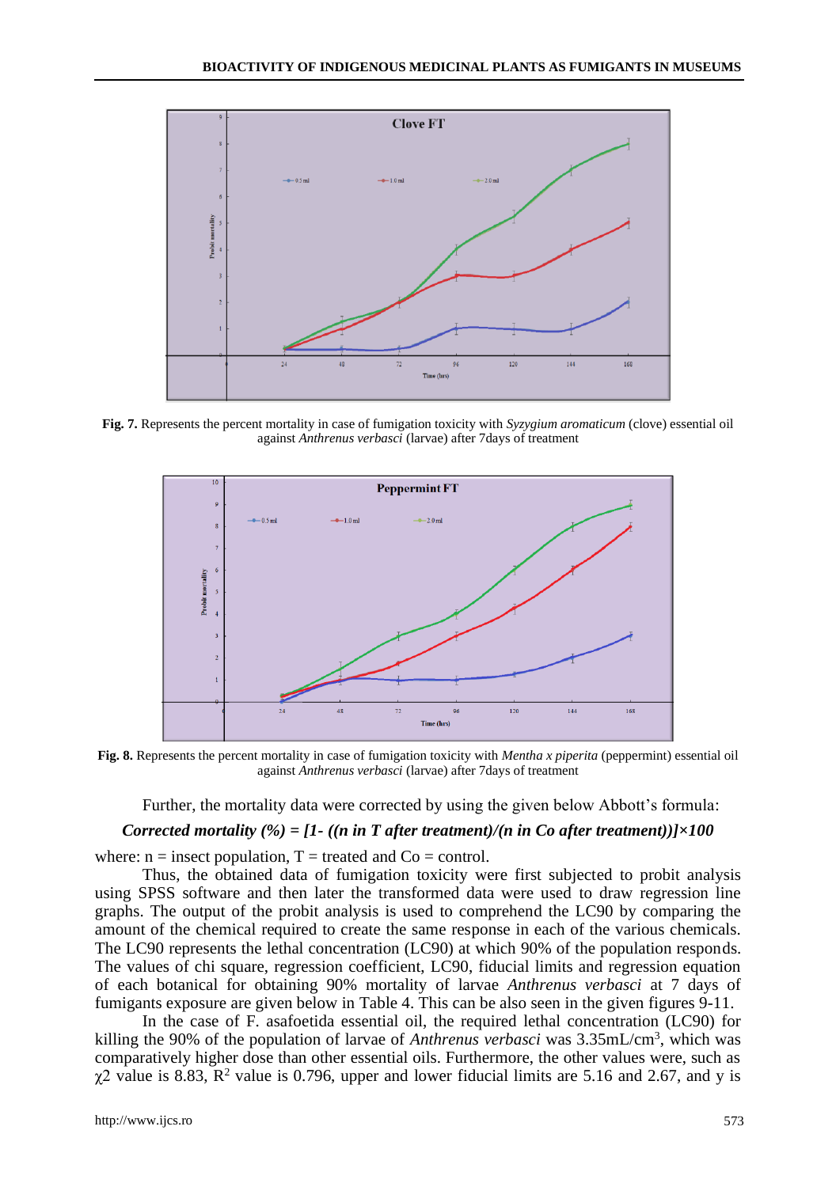Fig. 7. Represents the percent mortality in case of fumigation toxicity with *Syzygium aromaticum* (clove) essential oil against *Anthrenus verbasci* (larvae) after 7days of treatment

Fig. 8. Represents the percent mortality in case of fumigation toxicity with *Mentha x piperita* (peppermint) essential oil against *Anthrenus verbasci* (larvae) after 7days of treatment

Further, the mortality data were corrected by using the given below Abbott's formula:

***Corrected mortality (%) = [1- ((n in T after treatment)/(n in Co after treatment))]×100***

where: n = insect population, T = treated and Co = control.

Thus, the obtained data of fumigation toxicity were first subjected to probit analysis using SPSS software and then later the transformed data were used to draw regression line graphs. The output of the probit analysis is used to comprehend the LC90 by comparing the amount of the chemical required to create the same response in each of the various chemicals. The LC90 represents the lethal concentration (LC90) at which 90% of the population responds. The values of chi square, regression coefficient, LC90, fiducial limits and regression equation of each botanical for obtaining 90% mortality of larvae *Anthrenus verbasci* at 7 days of fumigants exposure are given below in Table 4. This can be also seen in the given figures 9-11.

In the case of F. asafoetida essential oil, the required lethal concentration (LC90) for killing the 90% of the population of larvae of *Anthrenus verbasci* was 3.35mL/cm$^3$, which was comparatively higher dose than other essential oils. Furthermore, the other values were, such as $\chi^2$ value is 8.83, $R^2$ value is 0.796, upper and lower fiducial limits are 5.16 and 2.67, and y is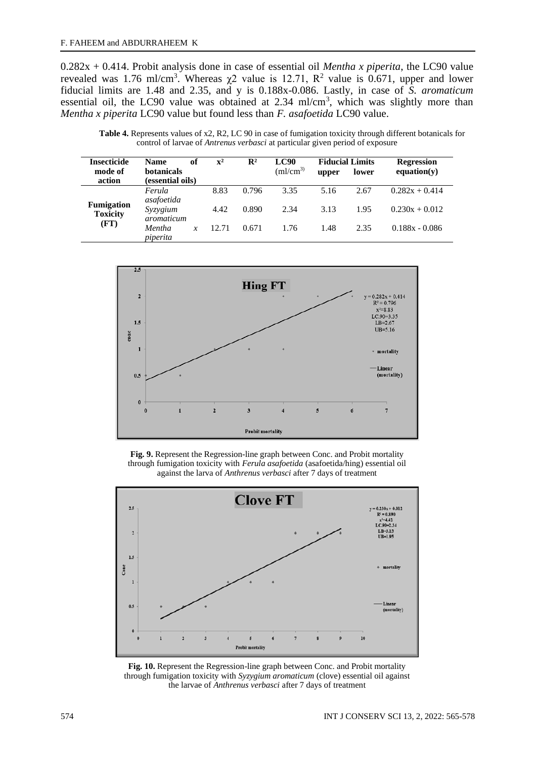$0.282x + 0.414$. Probit analysis done in case of essential oil *Mentha x piperita*, the LC90 value revealed was 1.76 ml/cm$^3$. Whereas $\chi 2$ value is 12.71, $R^2$ value is 0.671, upper and lower fiducial limits are 1.48 and 2.35, and y is 0.188x-0.086. Lastly, in case of *S. aromaticum* essential oil, the LC90 value was obtained at 2.34 ml/cm$^3$, which was slightly more than *Mentha x piperita* LC90 value but found less than *F. asafoetida* LC90 value.

**Table 4.** Represents values of x2, R2, LC 90 in case of fumigation toxicity through different botanicals for control of larvae of *Antrenus verbasci* at particular given period of exposure

| Insecticide mode of action | Name of botanicals (essential oils) | $x^2$ | $R^2$ | LC90 (ml/cm$^3$) | Fiducial Limits upper | Fiducial Limits lower | Regression equation(y) |
|---|---|---|---|---|---|---|---|
| Fumigation Toxicity (FT) | *Ferula asafoetida* | 8.83 | 0.796 | 3.35 | 5.16 | 2.67 | $0.282x + 0.414$ |
| | *Syzygium aromaticum* | 4.42 | 0.890 | 2.34 | 3.13 | 1.95 | $0.230x + 0.012$ |
| | *Mentha x piperita* | 12.71 | 0.671 | 1.76 | 1.48 | 2.35 | $0.188x - 0.086$ |

**Fig. 9.** Represent the Regression-line graph between Conc. and Probit mortality through fumigation toxicity with *Ferula asafoetida* (asafoetida/hing) essential oil against the larva of *Anthrenus verbasci* after 7 days of treatment

**Fig. 10.** Represent the Regression-line graph between Conc. and Probit mortality through fumigation toxicity with *Syzygium aromaticum* (clove) essential oil against the larvae of *Anthrenus verbasci* after 7 days of treatment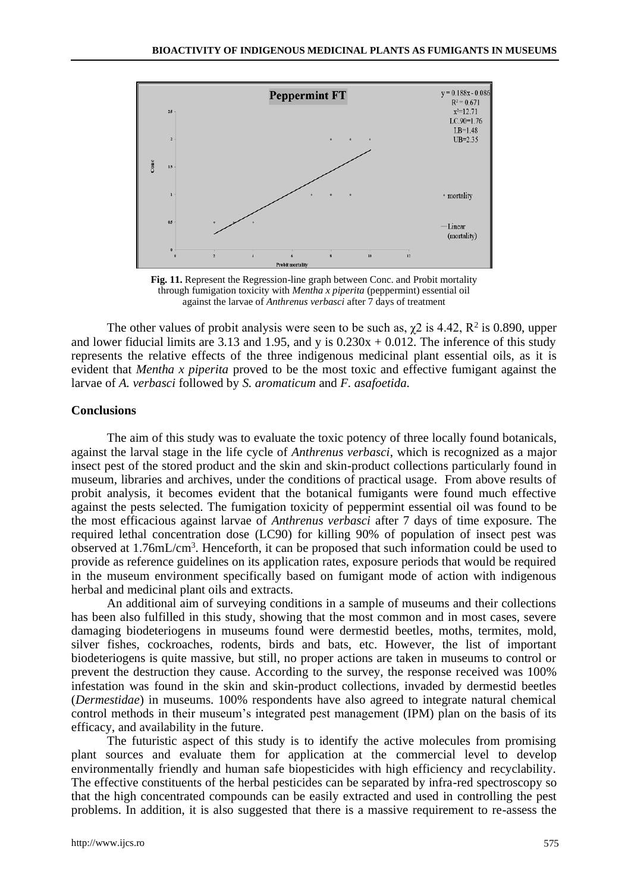**Fig. 11.** Represent the Regression-line graph between Conc. and Probit mortality through fumigation toxicity with *Mentha x piperita* (peppermint) essential oil against the larvae of *Anthrenus verbasci* after 7 days of treatment

The other values of probit analysis were seen to be such as, $\chi 2$ is 4.42, $R^2$ is 0.890, upper and lower fiducial limits are 3.13 and 1.95, and y is $0.230x + 0.012$. The inference of this study represents the relative effects of the three indigenous medicinal plant essential oils, as it is evident that *Mentha x piperita* proved to be the most toxic and effective fumigant against the larvae of *A. verbasci* followed by *S. aromaticum* and *F. asafoetida.*

## Conclusions

The aim of this study was to evaluate the toxic potency of three locally found botanicals, against the larval stage in the life cycle of *Anthrenus verbasci*, which is recognized as a major insect pest of the stored product and the skin and skin-product collections particularly found in museum, libraries and archives, under the conditions of practical usage. From above results of probit analysis, it becomes evident that the botanical fumigants were found much effective against the pests selected. The fumigation toxicity of peppermint essential oil was found to be the most efficacious against larvae of *Anthrenus verbasci* after 7 days of time exposure. The required lethal concentration dose (LC90) for killing 90% of population of insect pest was observed at 1.76mL/$cm^3$. Henceforth, it can be proposed that such information could be used to provide as reference guidelines on its application rates, exposure periods that would be required in the museum environment specifically based on fumigant mode of action with indigenous herbal and medicinal plant oils and extracts.

An additional aim of surveying conditions in a sample of museums and their collections has been also fulfilled in this study, showing that the most common and in most cases, severe damaging biodeteriogens in museums found were dermestid beetles, moths, termites, mold, silver fishes, cockroaches, rodents, birds and bats, etc. However, the list of important biodeteriogens is quite massive, but still, no proper actions are taken in museums to control or prevent the destruction they cause. According to the survey, the response received was 100% infestation was found in the skin and skin-product collections, invaded by dermestid beetles (*Dermestidae*) in museums. 100% respondents have also agreed to integrate natural chemical control methods in their museum's integrated pest management (IPM) plan on the basis of its efficacy, and availability in the future.

The futuristic aspect of this study is to identify the active molecules from promising plant sources and evaluate them for application at the commercial level to develop environmentally friendly and human safe biopesticides with high efficiency and recyclability. The effective constituents of the herbal pesticides can be separated by infra-red spectroscopy so that the high concentrated compounds can be easily extracted and used in controlling the pest problems. In addition, it is also suggested that there is a massive requirement to re-assess the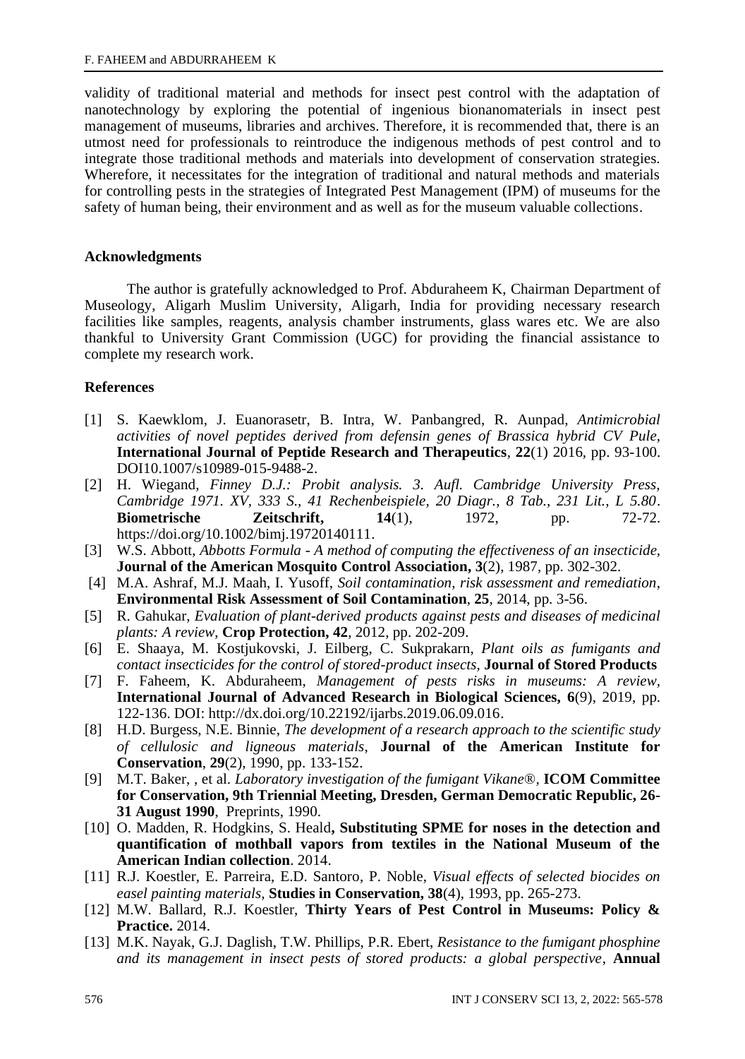validity of traditional material and methods for insect pest control with the adaptation of nanotechnology by exploring the potential of ingenious bionanomaterials in insect pest management of museums, libraries and archives. Therefore, it is recommended that, there is an utmost need for professionals to reintroduce the indigenous methods of pest control and to integrate those traditional methods and materials into development of conservation strategies. Wherefore, it necessitates for the integration of traditional and natural methods and materials for controlling pests in the strategies of Integrated Pest Management (IPM) of museums for the safety of human being, their environment and as well as for the museum valuable collections.

## Acknowledgments

The author is gratefully acknowledged to Prof. Abduraheem K, Chairman Department of Museology, Aligarh Muslim University, Aligarh, India for providing necessary research facilities like samples, reagents, analysis chamber instruments, glass wares etc. We are also thankful to University Grant Commission (UGC) for providing the financial assistance to complete my research work.

## References

- [1] S. Kaewklom, J. Euanorasetr, B. Intra, W. Panbangred, R. Aunpad, *Antimicrobial activities of novel peptides derived from defensin genes of Brassica hybrid CV Pule*, **International Journal of Peptide Research and Therapeutics**, **22**(1) 2016, pp. 93-100. DOI10.1007/s10989-015-9488-2.
- [2] H. Wiegand, *Finney D.J.: Probit analysis. 3. Aufl. Cambridge University Press, Cambridge 1971. XV, 333 S., 41 Rechenbeispiele, 20 Diagr., 8 Tab., 231 Lit., L 5.80*. **Biometrische Zeitschrift, 14**(1), 1972, pp. 72-72. https://doi.org/10.1002/bimj.19720140111.
- [3] W.S. Abbott, *Abbotts Formula - A method of computing the effectiveness of an insecticide,* **Journal of the American Mosquito Control Association, 3**(2), 1987, pp. 302-302.
- [4] M.A. Ashraf, M.J. Maah, I. Yusoff, *Soil contamination, risk assessment and remediation*, **Environmental Risk Assessment of Soil Contamination**, **25**, 2014, pp. 3-56.
- [5] R. Gahukar, *Evaluation of plant-derived products against pests and diseases of medicinal plants: A review,* **Crop Protection, 42**, 2012, pp. 202-209.
- [6] E. Shaaya, M. Kostjukovski, J. Eilberg, C. Sukprakarn, *Plant oils as fumigants and contact insecticides for the control of stored-product insects*, **Journal of Stored Products**
- [7] F. Faheem, K. Abduraheem, *Management of pests risks in museums: A review,* **International Journal of Advanced Research in Biological Sciences, 6**(9), 2019, pp. 122-136. DOI: http://dx.doi.org/10.22192/ijarbs.2019.06.09.016.
- [8] H.D. Burgess, N.E. Binnie, *The development of a research approach to the scientific study of cellulosic and ligneous materials*, **Journal of the American Institute for Conservation**, **29**(2), 1990, pp. 133-152.
- [9] M.T. Baker, , et al. *Laboratory investigation of the fumigant Vikane®*, **ICOM Committee for Conservation, 9th Triennial Meeting, Dresden, German Democratic Republic, 26-31 August 1990**, Preprints, 1990.
- [10] O. Madden, R. Hodgkins, S. Heald**, Substituting SPME for noses in the detection and quantification of mothball vapors from textiles in the National Museum of the American Indian collection**. 2014.
- [11] R.J. Koestler, E. Parreira, E.D. Santoro, P. Noble, *Visual effects of selected biocides on easel painting materials,* **Studies in Conservation, 38**(4), 1993, pp. 265-273.
- [12] M.W. Ballard, R.J. Koestler, **Thirty Years of Pest Control in Museums: Policy & Practice.** 2014.
- [13] M.K. Nayak, G.J. Daglish, T.W. Phillips, P.R. Ebert, *Resistance to the fumigant phosphine and its management in insect pests of stored products: a global perspective*, **Annual**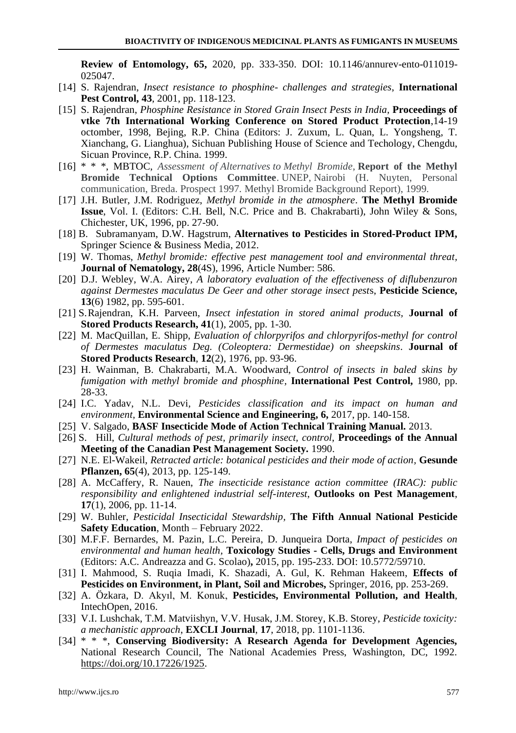**Review of Entomology, 65,** 2020, pp. 333-350. DOI: 10.1146/annurev-ento-011019-025047.

[14] S. Rajendran, *Insect resistance to phosphine- challenges and strategies*, **International Pest Control, 43**, 2001, pp. 118-123.

[15] S. Rajendran, *Phosphine Resistance in Stored Grain Insect Pests in India*, **Proceedings of vtke 7th International Working Conference on Stored Product Protection**,14-19 octomber, 1998, Bejing, R.P. China (Editors: J. Zuxum, L. Quan, L. Yongsheng, T. Xianchang, G. Lianghua), Sichuan Publishing House of Science and Techology, Chengdu, Sicuan Province, R.P. China. 1999.

[16] * * *, MBTOC, *Assessment of Alternatives to Methyl Bromide*, **Report of the Methyl Bromide Technical Options Committee**. UNEP, Nairobi (H. Nuyten, Personal communication, Breda. Prospect 1997. Methyl Bromide Background Report), 1999.

[17] J.H. Butler, J.M. Rodriguez, *Methyl bromide in the atmosphere*. **The Methyl Bromide Issue**, Vol. I. (Editors: C.H. Bell, N.C. Price and B. Chakrabarti), John Wiley & Sons, Chichester, UK, 1996, pp. 27-90.

[18] B. Subramanyam, D.W. Hagstrum, **Alternatives to Pesticides in Stored-Product IPM,** Springer Science & Business Media, 2012.

[19] W. Thomas, *Methyl bromide: effective pest management tool and environmental threat,* **Journal of Nematology, 28**(4S), 1996, Article Number: 586.

[20] D.J. Webley, W.A. Airey, *A laboratory evaluation of the effectiveness of diflubenzuron against Dermestes maculatus De Geer and other storage insect pests*, **Pesticide Science, 13**(6) 1982, pp. 595-601.

[21] S. Rajendran, K.H. Parveen, *Insect infestation in stored animal products*, **Journal of Stored Products Research, 41**(1), 2005, pp. 1-30.

[22] M. MacQuillan, E. Shipp, *Evaluation of chlorpyrifos and chlorpyrifos-methyl for control of Dermestes maculatus Deg. (Coleoptera: Dermestidae) on sheepskins*. **Journal of Stored Products Research**, **12**(2), 1976, pp. 93-96.

[23] H. Wainman, B. Chakrabarti, M.A. Woodward, *Control of insects in baled skins by fumigation with methyl bromide and phosphine*, **International Pest Control,** 1980, pp. 28-33.

[24] I.C. Yadav, N.L. Devi, *Pesticides classification and its impact on human and environment*, **Environmental Science and Engineering, 6,** 2017, pp. 140-158.

[25] V. Salgado, **BASF Insecticide Mode of Action Technical Training Manual.** 2013.

[26] S. Hill, *Cultural methods of pest, primarily insect, control*, **Proceedings of the Annual Meeting of the Canadian Pest Management Society.** 1990.

[27] N.E. El-Wakeil, *Retracted article: botanical pesticides and their mode of action*, **Gesunde Pflanzen, 65**(4), 2013, pp. 125-149.

[28] A. McCaffery, R. Nauen, *The insecticide resistance action committee (IRAC): public responsibility and enlightened industrial self-interest*, **Outlooks on Pest Management**, **17**(1), 2006, pp. 11-14.

[29] W. Buhler, *Pesticidal Insecticidal Stewardship,* **The Fifth Annual National Pesticide Safety Education**, Month – February 2022.

[30] M.F.F. Bernardes, M. Pazin, L.C. Pereira, D. Junqueira Dorta, *Impact of pesticides on environmental and human health*, **Toxicology Studies - Cells, Drugs and Environment** (Editors: A.C. Andreazza and G. Scolao)**,** 2015, pp. 195-233. DOI: 10.5772/59710.

[31] I. Mahmood, S. Ruqia Imadi, K. Shazadi, A. Gul, K. Rehman Hakeem, **Effects of Pesticides on Environment, in Plant, Soil and Microbes,** Springer, 2016, pp. 253-269.

[32] A. Özkara, D. Akyıl, M. Konuk, **Pesticides, Environmental Pollution, and Health**, IntechOpen, 2016.

[33] V.I. Lushchak, T.M. Matviishyn, V.V. Husak, J.M. Storey, K.B. Storey, *Pesticide toxicity: a mechanistic approach*, **EXCLI Journal**, **17**, 2018, pp. 1101-1136.

[34] * * *, **Conserving Biodiversity: A Research Agenda for Development Agencies,** National Research Council, The National Academies Press, Washington, DC, 1992. https://doi.org/10.17226/1925.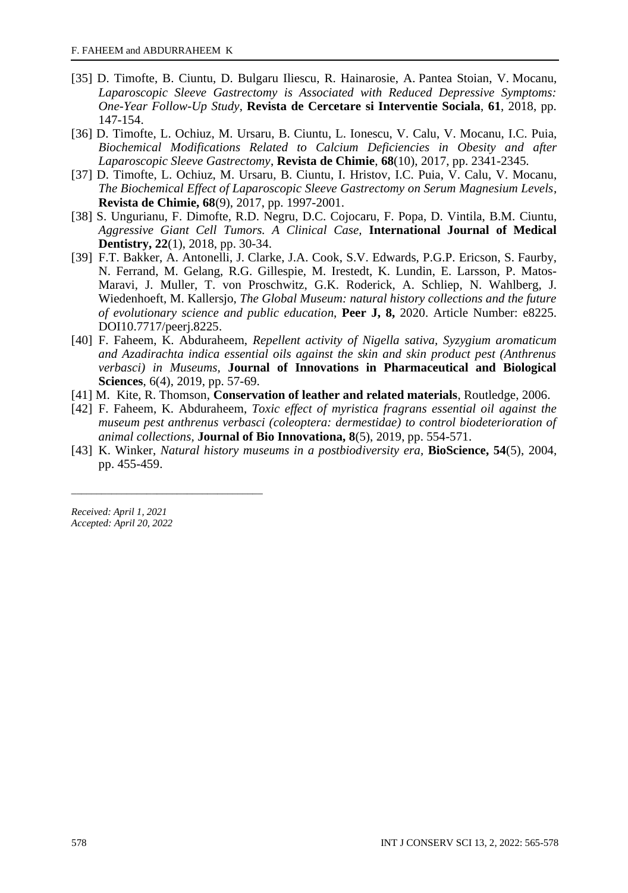[35] D. Timofte, B. Ciuntu, D. Bulgaru Iliescu, R. Hainarosie, A. Pantea Stoian, V. Mocanu, *Laparoscopic Sleeve Gastrectomy is Associated with Reduced Depressive Symptoms: One-Year Follow-Up Study*, **Revista de Cercetare si Interventie Sociala**, **61**, 2018, pp. 147-154.

[36] D. Timofte, L. Ochiuz, M. Ursaru, B. Ciuntu, L. Ionescu, V. Calu, V. Mocanu, I.C. Puia, *Biochemical Modifications Related to Calcium Deficiencies in Obesity and after Laparoscopic Sleeve Gastrectomy*, **Revista de Chimie**, **68**(10), 2017, pp. 2341-2345.

[37] D. Timofte, L. Ochiuz, M. Ursaru, B. Ciuntu, I. Hristov, I.C. Puia, V. Calu, V. Mocanu, *The Biochemical Effect of Laparoscopic Sleeve Gastrectomy on Serum Magnesium Levels*, **Revista de Chimie, 68**(9), 2017, pp. 1997-2001.

[38] S. Ungurianu, F. Dimofte, R.D. Negru, D.C. Cojocaru, F. Popa, D. Vintila, B.M. Ciuntu, *Aggressive Giant Cell Tumors. A Clinical Case,* **International Journal of Medical Dentistry, 22**(1), 2018, pp. 30-34.

[39] F.T. Bakker, A. Antonelli, J. Clarke, J.A. Cook, S.V. Edwards, P.G.P. Ericson, S. Faurby, N. Ferrand, M. Gelang, R.G. Gillespie, M. Irestedt, K. Lundin, E. Larsson, P. Matos-Maravi, J. Muller, T. von Proschwitz, G.K. Roderick, A. Schliep, N. Wahlberg, J. Wiedenhoeft, M. Kallersjo, *The Global Museum: natural history collections and the future of evolutionary science and public education*, **Peer J, 8,** 2020. Article Number: e8225. DOI10.7717/peerj.8225.

[40] F. Faheem, K. Abduraheem, *Repellent activity of Nigella sativa, Syzygium aromaticum and Azadirachta indica essential oils against the skin and skin product pest (Anthrenus verbasci) in Museums,* **Journal of Innovations in Pharmaceutical and Biological Sciences**, 6(4), 2019, pp. 57-69.

[41] M. Kite, R. Thomson, **Conservation of leather and related materials**, Routledge, 2006.

[42] F. Faheem, K. Abduraheem, *Toxic effect of myristica fragrans essential oil against the museum pest anthrenus verbasci (coleoptera: dermestidae) to control biodeterioration of animal collections,* **Journal of Bio Innovationa, 8**(5), 2019, pp. 554-571.

[43] K. Winker, *Natural history museums in a postbiodiversity era*, **BioScience, 54**(5), 2004, pp. 455-459.

---

*Received: April 1, 2021*
*Accepted: April 20, 2022*